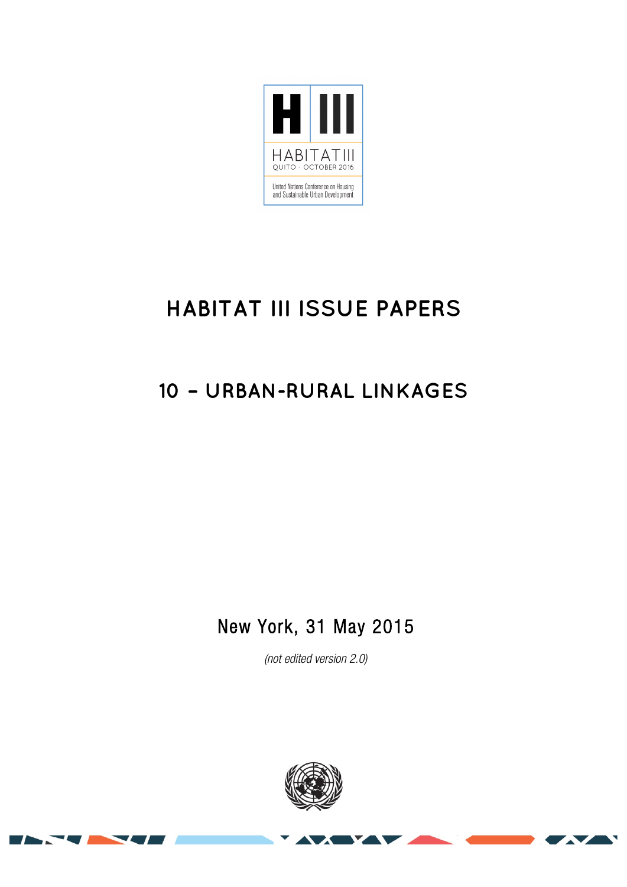H III

HABITAT III

QUITO - OCTOBER 2016

United Nations Conference on Housing and Sustainable Urban Development

# HABITAT III ISSUE PAPERS

# 10 – URBAN-RURAL LINKAGES

New York, 31 May 2015

*(not edited version 2.0)*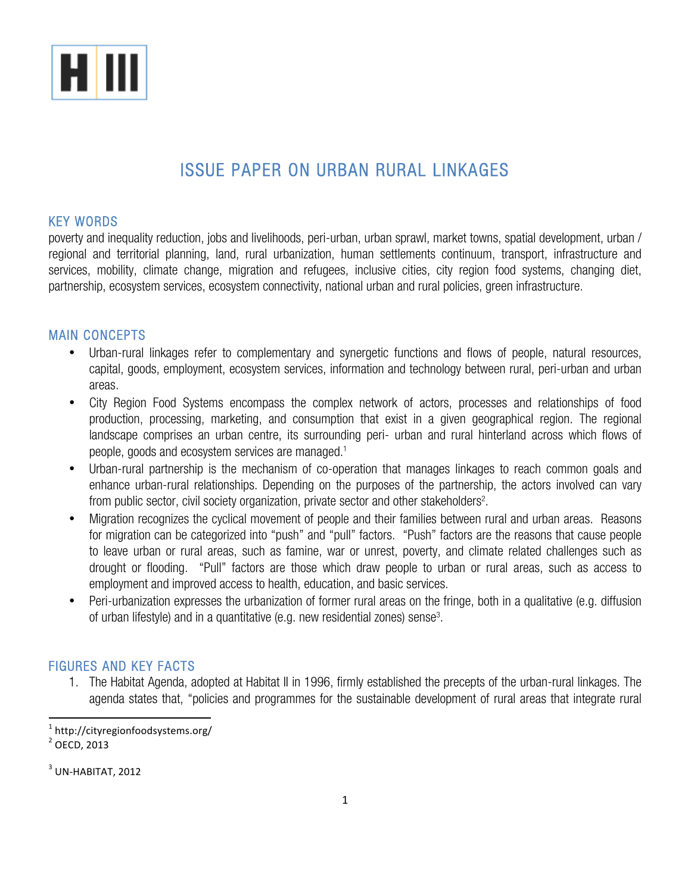H III

# ISSUE PAPER ON URBAN RURAL LINKAGES

## KEY WORDS

poverty and inequality reduction, jobs and livelihoods, peri-urban, urban sprawl, market towns, spatial development, urban / regional and territorial planning, land, rural urbanization, human settlements continuum, transport, infrastructure and services, mobility, climate change, migration and refugees, inclusive cities, city region food systems, changing diet, partnership, ecosystem services, ecosystem connectivity, national urban and rural policies, green infrastructure.

## MAIN CONCEPTS

- Urban-rural linkages refer to complementary and synergetic functions and flows of people, natural resources, capital, goods, employment, ecosystem services, information and technology between rural, peri-urban and urban areas.
- City Region Food Systems encompass the complex network of actors, processes and relationships of food production, processing, marketing, and consumption that exist in a given geographical region. The regional landscape comprises an urban centre, its surrounding peri- urban and rural hinterland across which flows of people, goods and ecosystem services are managed.[1]
- Urban-rural partnership is the mechanism of co-operation that manages linkages to reach common goals and enhance urban-rural relationships. Depending on the purposes of the partnership, the actors involved can vary from public sector, civil society organization, private sector and other stakeholders[2].
- Migration recognizes the cyclical movement of people and their families between rural and urban areas. Reasons for migration can be categorized into "push" and "pull" factors. "Push" factors are the reasons that cause people to leave urban or rural areas, such as famine, war or unrest, poverty, and climate related challenges such as drought or flooding. "Pull" factors are those which draw people to urban or rural areas, such as access to employment and improved access to health, education, and basic services.
- Peri-urbanization expresses the urbanization of former rural areas on the fringe, both in a qualitative (e.g. diffusion of urban lifestyle) and in a quantitative (e.g. new residential zones) sense[3].

## FIGURES AND KEY FACTS

1. The Habitat Agenda, adopted at Habitat II in 1996, firmly established the precepts of the urban-rural linkages. The agenda states that, "policies and programmes for the sustainable development of rural areas that integrate rural

---

[1] http://cityregionfoodsystems.org/

[2] OECD, 2013

[3] UN-HABITAT, 2012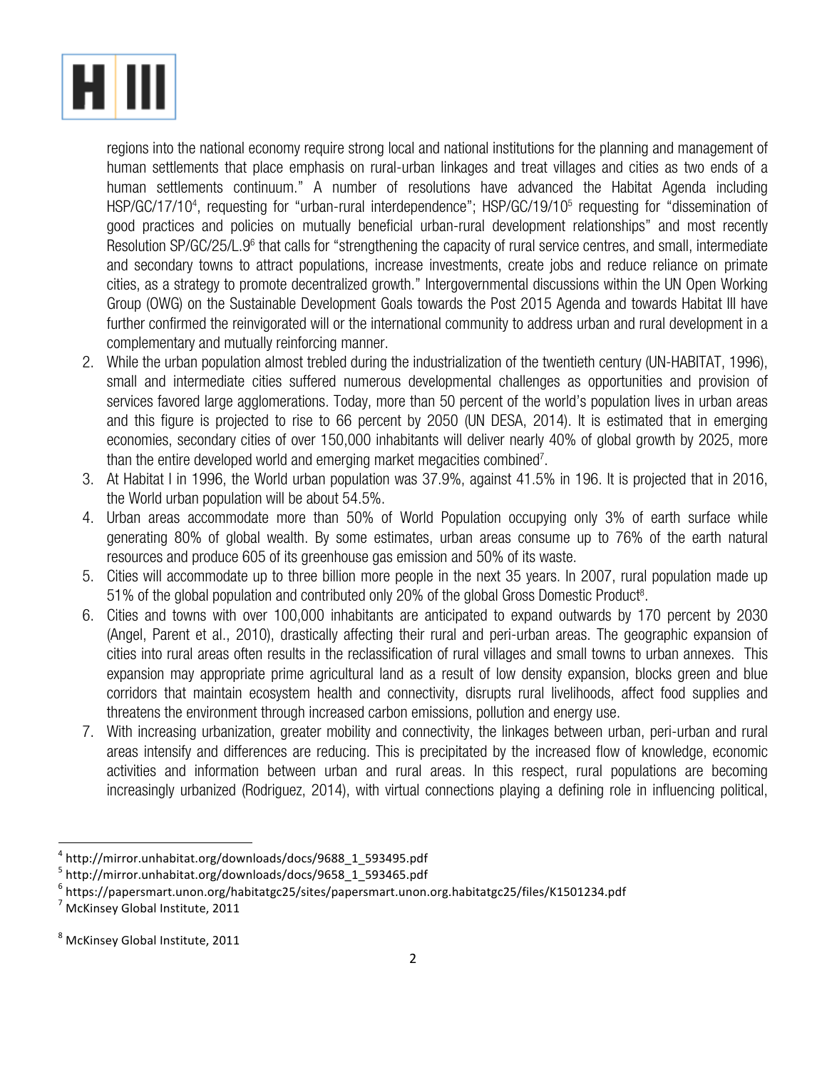regions into the national economy require strong local and national institutions for the planning and management of human settlements that place emphasis on rural-urban linkages and treat villages and cities as two ends of a human settlements continuum." A number of resolutions have advanced the Habitat Agenda including HSP/GC/17/10[4], requesting for "urban-rural interdependence"; HSP/GC/19/10[5] requesting for "dissemination of good practices and policies on mutually beneficial urban-rural development relationships" and most recently Resolution SP/GC/25/L.9[6] that calls for "strengthening the capacity of rural service centres, and small, intermediate and secondary towns to attract populations, increase investments, create jobs and reduce reliance on primate cities, as a strategy to promote decentralized growth." Intergovernmental discussions within the UN Open Working Group (OWG) on the Sustainable Development Goals towards the Post 2015 Agenda and towards Habitat III have further confirmed the reinvigorated will or the international community to address urban and rural development in a complementary and mutually reinforcing manner.

2. While the urban population almost trebled during the industrialization of the twentieth century (UN-HABITAT, 1996), small and intermediate cities suffered numerous developmental challenges as opportunities and provision of services favored large agglomerations. Today, more than 50 percent of the world's population lives in urban areas and this figure is projected to rise to 66 percent by 2050 (UN DESA, 2014). It is estimated that in emerging economies, secondary cities of over 150,000 inhabitants will deliver nearly 40% of global growth by 2025, more than the entire developed world and emerging market megacities combined[7].
3. At Habitat I in 1996, the World urban population was 37.9%, against 41.5% in 196. It is projected that in 2016, the World urban population will be about 54.5%.
4. Urban areas accommodate more than 50% of World Population occupying only 3% of earth surface while generating 80% of global wealth. By some estimates, urban areas consume up to 76% of the earth natural resources and produce 605 of its greenhouse gas emission and 50% of its waste.
5. Cities will accommodate up to three billion more people in the next 35 years. In 2007, rural population made up 51% of the global population and contributed only 20% of the global Gross Domestic Product[8].
6. Cities and towns with over 100,000 inhabitants are anticipated to expand outwards by 170 percent by 2030 (Angel, Parent et al., 2010), drastically affecting their rural and peri-urban areas. The geographic expansion of cities into rural areas often results in the reclassification of rural villages and small towns to urban annexes. This expansion may appropriate prime agricultural land as a result of low density expansion, blocks green and blue corridors that maintain ecosystem health and connectivity, disrupts rural livelihoods, affect food supplies and threatens the environment through increased carbon emissions, pollution and energy use.
7. With increasing urbanization, greater mobility and connectivity, the linkages between urban, peri-urban and rural areas intensify and differences are reducing. This is precipitated by the increased flow of knowledge, economic activities and information between urban and rural areas. In this respect, rural populations are becoming increasingly urbanized (Rodriguez, 2014), with virtual connections playing a defining role in influencing political,

---

[4] http://mirror.unhabitat.org/downloads/docs/9688_1_593495.pdf

[5] http://mirror.unhabitat.org/downloads/docs/9658_1_593465.pdf

[6] https://papersmart.unon.org/habitatgc25/sites/papersmart.unon.org.habitatgc25/files/K1501234.pdf

[7] McKinsey Global Institute, 2011

[8] McKinsey Global Institute, 2011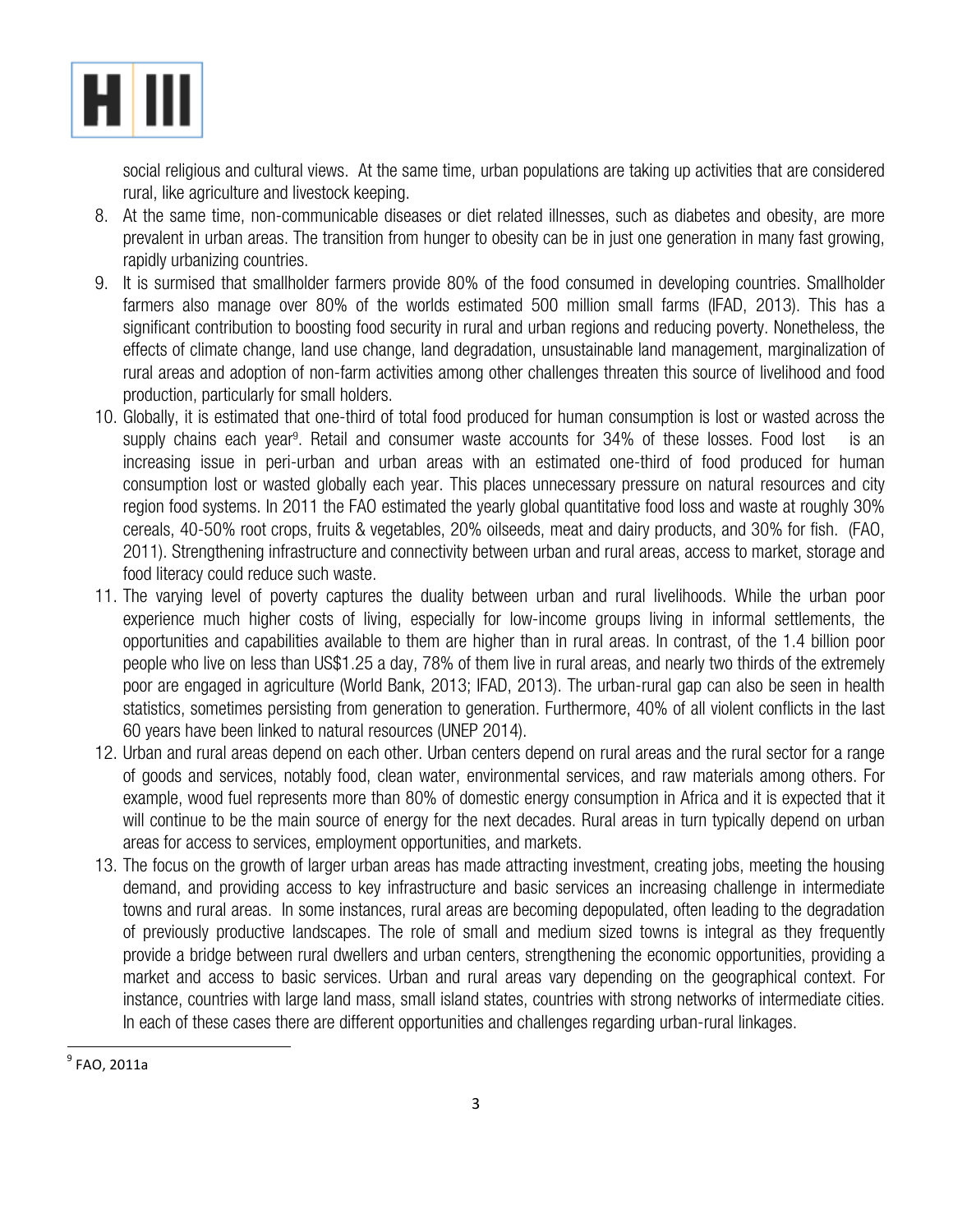social religious and cultural views. At the same time, urban populations are taking up activities that are considered rural, like agriculture and livestock keeping.

8. At the same time, non-communicable diseases or diet related illnesses, such as diabetes and obesity, are more prevalent in urban areas. The transition from hunger to obesity can be in just one generation in many fast growing, rapidly urbanizing countries.
9. It is surmised that smallholder farmers provide 80% of the food consumed in developing countries. Smallholder farmers also manage over 80% of the worlds estimated 500 million small farms (IFAD, 2013). This has a significant contribution to boosting food security in rural and urban regions and reducing poverty. Nonetheless, the effects of climate change, land use change, land degradation, unsustainable land management, marginalization of rural areas and adoption of non-farm activities among other challenges threaten this source of livelihood and food production, particularly for small holders.
10. Globally, it is estimated that one-third of total food produced for human consumption is lost or wasted across the supply chains each year[9]. Retail and consumer waste accounts for 34% of these losses. Food lost is an increasing issue in peri-urban and urban areas with an estimated one-third of food produced for human consumption lost or wasted globally each year. This places unnecessary pressure on natural resources and city region food systems. In 2011 the FAO estimated the yearly global quantitative food loss and waste at roughly 30% cereals, 40-50% root crops, fruits & vegetables, 20% oilseeds, meat and dairy products, and 30% for fish. (FAO, 2011). Strengthening infrastructure and connectivity between urban and rural areas, access to market, storage and food literacy could reduce such waste.
11. The varying level of poverty captures the duality between urban and rural livelihoods. While the urban poor experience much higher costs of living, especially for low-income groups living in informal settlements, the opportunities and capabilities available to them are higher than in rural areas. In contrast, of the 1.4 billion poor people who live on less than US$1.25 a day, 78% of them live in rural areas, and nearly two thirds of the extremely poor are engaged in agriculture (World Bank, 2013; IFAD, 2013). The urban-rural gap can also be seen in health statistics, sometimes persisting from generation to generation. Furthermore, 40% of all violent conflicts in the last 60 years have been linked to natural resources (UNEP 2014).
12. Urban and rural areas depend on each other. Urban centers depend on rural areas and the rural sector for a range of goods and services, notably food, clean water, environmental services, and raw materials among others. For example, wood fuel represents more than 80% of domestic energy consumption in Africa and it is expected that it will continue to be the main source of energy for the next decades. Rural areas in turn typically depend on urban areas for access to services, employment opportunities, and markets.
13. The focus on the growth of larger urban areas has made attracting investment, creating jobs, meeting the housing demand, and providing access to key infrastructure and basic services an increasing challenge in intermediate towns and rural areas. In some instances, rural areas are becoming depopulated, often leading to the degradation of previously productive landscapes. The role of small and medium sized towns is integral as they frequently provide a bridge between rural dwellers and urban centers, strengthening the economic opportunities, providing a market and access to basic services. Urban and rural areas vary depending on the geographical context. For instance, countries with large land mass, small island states, countries with strong networks of intermediate cities. In each of these cases there are different opportunities and challenges regarding urban-rural linkages.

---

[9] FAO, 2011a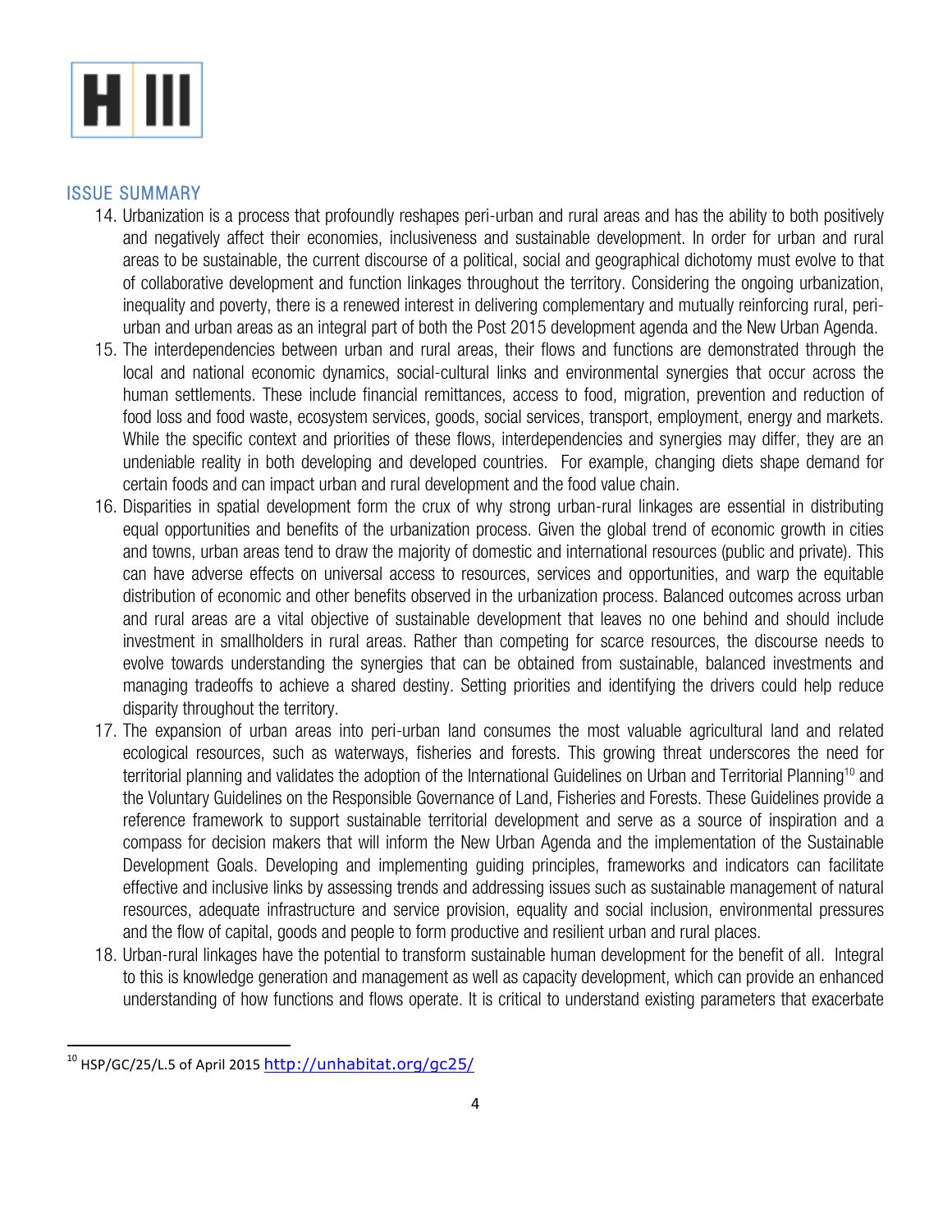## ISSUE SUMMARY

14. Urbanization is a process that profoundly reshapes peri-urban and rural areas and has the ability to both positively and negatively affect their economies, inclusiveness and sustainable development. In order for urban and rural areas to be sustainable, the current discourse of a political, social and geographical dichotomy must evolve to that of collaborative development and function linkages throughout the territory. Considering the ongoing urbanization, inequality and poverty, there is a renewed interest in delivering complementary and mutually reinforcing rural, peri-urban and urban areas as an integral part of both the Post 2015 development agenda and the New Urban Agenda.
15. The interdependencies between urban and rural areas, their flows and functions are demonstrated through the local and national economic dynamics, social-cultural links and environmental synergies that occur across the human settlements. These include financial remittances, access to food, migration, prevention and reduction of food loss and food waste, ecosystem services, goods, social services, transport, employment, energy and markets. While the specific context and priorities of these flows, interdependencies and synergies may differ, they are an undeniable reality in both developing and developed countries. For example, changing diets shape demand for certain foods and can impact urban and rural development and the food value chain.
16. Disparities in spatial development form the crux of why strong urban-rural linkages are essential in distributing equal opportunities and benefits of the urbanization process. Given the global trend of economic growth in cities and towns, urban areas tend to draw the majority of domestic and international resources (public and private). This can have adverse effects on universal access to resources, services and opportunities, and warp the equitable distribution of economic and other benefits observed in the urbanization process. Balanced outcomes across urban and rural areas are a vital objective of sustainable development that leaves no one behind and should include investment in smallholders in rural areas. Rather than competing for scarce resources, the discourse needs to evolve towards understanding the synergies that can be obtained from sustainable, balanced investments and managing tradeoffs to achieve a shared destiny. Setting priorities and identifying the drivers could help reduce disparity throughout the territory.
17. The expansion of urban areas into peri-urban land consumes the most valuable agricultural land and related ecological resources, such as waterways, fisheries and forests. This growing threat underscores the need for territorial planning and validates the adoption of the International Guidelines on Urban and Territorial Planning[10] and the Voluntary Guidelines on the Responsible Governance of Land, Fisheries and Forests. These Guidelines provide a reference framework to support sustainable territorial development and serve as a source of inspiration and a compass for decision makers that will inform the New Urban Agenda and the implementation of the Sustainable Development Goals. Developing and implementing guiding principles, frameworks and indicators can facilitate effective and inclusive links by assessing trends and addressing issues such as sustainable management of natural resources, adequate infrastructure and service provision, equality and social inclusion, environmental pressures and the flow of capital, goods and people to form productive and resilient urban and rural places.
18. Urban-rural linkages have the potential to transform sustainable human development for the benefit of all. Integral to this is knowledge generation and management as well as capacity development, which can provide an enhanced understanding of how functions and flows operate. It is critical to understand existing parameters that exacerbate

---

[10] HSP/GC/25/L.5 of April 2015 http://unhabitat.org/gc25/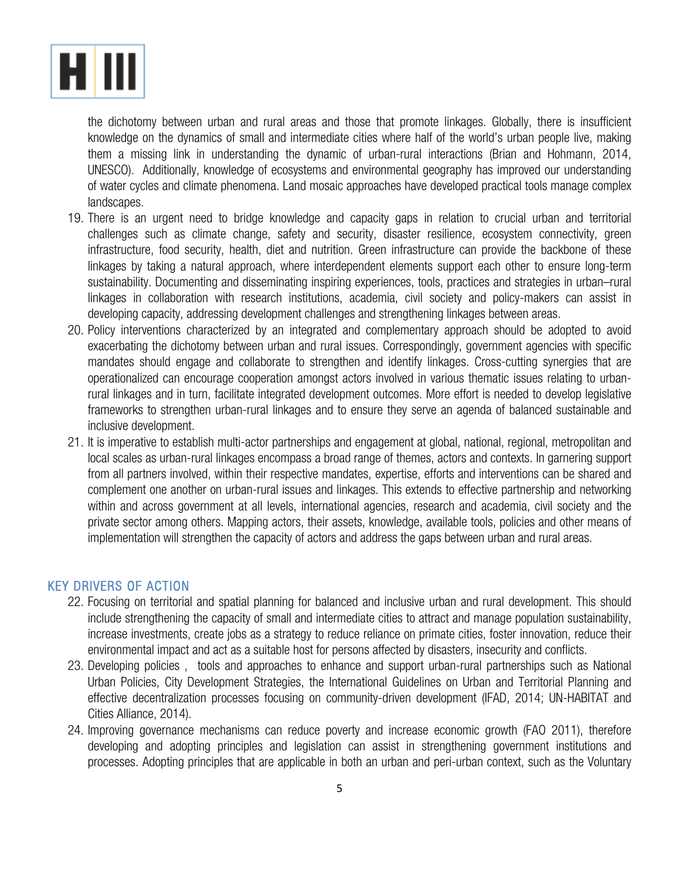the dichotomy between urban and rural areas and those that promote linkages. Globally, there is insufficient knowledge on the dynamics of small and intermediate cities where half of the world's urban people live, making them a missing link in understanding the dynamic of urban-rural interactions (Brian and Hohmann, 2014, UNESCO). Additionally, knowledge of ecosystems and environmental geography has improved our understanding of water cycles and climate phenomena. Land mosaic approaches have developed practical tools manage complex landscapes.

19. There is an urgent need to bridge knowledge and capacity gaps in relation to crucial urban and territorial challenges such as climate change, safety and security, disaster resilience, ecosystem connectivity, green infrastructure, food security, health, diet and nutrition. Green infrastructure can provide the backbone of these linkages by taking a natural approach, where interdependent elements support each other to ensure long-term sustainability. Documenting and disseminating inspiring experiences, tools, practices and strategies in urban–rural linkages in collaboration with research institutions, academia, civil society and policy-makers can assist in developing capacity, addressing development challenges and strengthening linkages between areas.
20. Policy interventions characterized by an integrated and complementary approach should be adopted to avoid exacerbating the dichotomy between urban and rural issues. Correspondingly, government agencies with specific mandates should engage and collaborate to strengthen and identify linkages. Cross-cutting synergies that are operationalized can encourage cooperation amongst actors involved in various thematic issues relating to urban-rural linkages and in turn, facilitate integrated development outcomes. More effort is needed to develop legislative frameworks to strengthen urban-rural linkages and to ensure they serve an agenda of balanced sustainable and inclusive development.
21. It is imperative to establish multi-actor partnerships and engagement at global, national, regional, metropolitan and local scales as urban-rural linkages encompass a broad range of themes, actors and contexts. In garnering support from all partners involved, within their respective mandates, expertise, efforts and interventions can be shared and complement one another on urban-rural issues and linkages. This extends to effective partnership and networking within and across government at all levels, international agencies, research and academia, civil society and the private sector among others. Mapping actors, their assets, knowledge, available tools, policies and other means of implementation will strengthen the capacity of actors and address the gaps between urban and rural areas.

## KEY DRIVERS OF ACTION

22. Focusing on territorial and spatial planning for balanced and inclusive urban and rural development. This should include strengthening the capacity of small and intermediate cities to attract and manage population sustainability, increase investments, create jobs as a strategy to reduce reliance on primate cities, foster innovation, reduce their environmental impact and act as a suitable host for persons affected by disasters, insecurity and conflicts.
23. Developing policies , tools and approaches to enhance and support urban-rural partnerships such as National Urban Policies, City Development Strategies, the International Guidelines on Urban and Territorial Planning and effective decentralization processes focusing on community-driven development (IFAD, 2014; UN-HABITAT and Cities Alliance, 2014).
24. Improving governance mechanisms can reduce poverty and increase economic growth (FAO 2011), therefore developing and adopting principles and legislation can assist in strengthening government institutions and processes. Adopting principles that are applicable in both an urban and peri-urban context, such as the Voluntary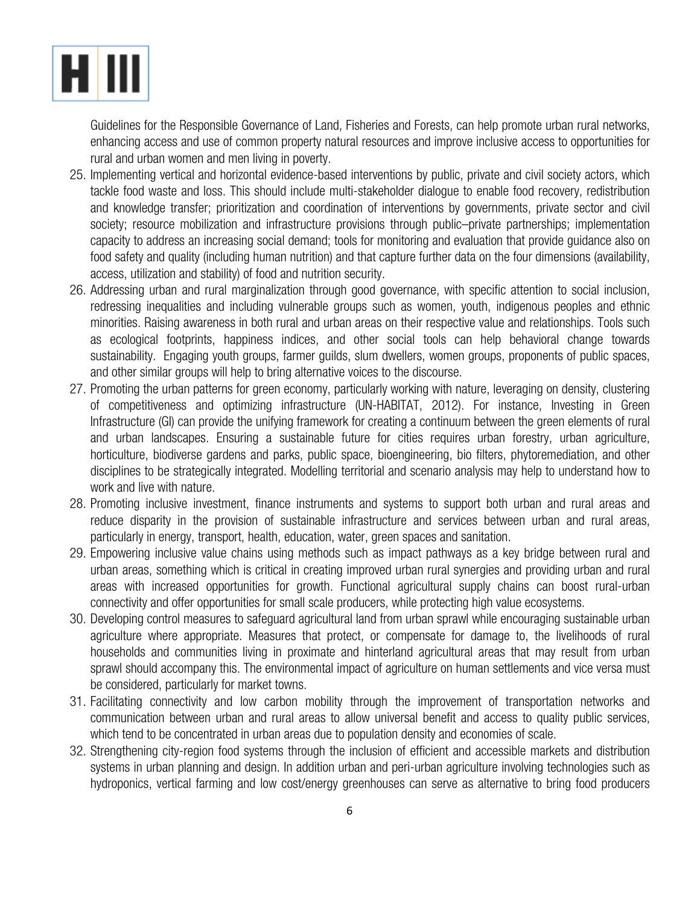Guidelines for the Responsible Governance of Land, Fisheries and Forests, can help promote urban rural networks, enhancing access and use of common property natural resources and improve inclusive access to opportunities for rural and urban women and men living in poverty.

25. Implementing vertical and horizontal evidence-based interventions by public, private and civil society actors, which tackle food waste and loss. This should include multi-stakeholder dialogue to enable food recovery, redistribution and knowledge transfer; prioritization and coordination of interventions by governments, private sector and civil society; resource mobilization and infrastructure provisions through public–private partnerships; implementation capacity to address an increasing social demand; tools for monitoring and evaluation that provide guidance also on food safety and quality (including human nutrition) and that capture further data on the four dimensions (availability, access, utilization and stability) of food and nutrition security.
26. Addressing urban and rural marginalization through good governance, with specific attention to social inclusion, redressing inequalities and including vulnerable groups such as women, youth, indigenous peoples and ethnic minorities. Raising awareness in both rural and urban areas on their respective value and relationships. Tools such as ecological footprints, happiness indices, and other social tools can help behavioral change towards sustainability. Engaging youth groups, farmer guilds, slum dwellers, women groups, proponents of public spaces, and other similar groups will help to bring alternative voices to the discourse.
27. Promoting the urban patterns for green economy, particularly working with nature, leveraging on density, clustering of competitiveness and optimizing infrastructure (UN-HABITAT, 2012). For instance, Investing in Green Infrastructure (GI) can provide the unifying framework for creating a continuum between the green elements of rural and urban landscapes. Ensuring a sustainable future for cities requires urban forestry, urban agriculture, horticulture, biodiverse gardens and parks, public space, bioengineering, bio filters, phytoremediation, and other disciplines to be strategically integrated. Modelling territorial and scenario analysis may help to understand how to work and live with nature.
28. Promoting inclusive investment, finance instruments and systems to support both urban and rural areas and reduce disparity in the provision of sustainable infrastructure and services between urban and rural areas, particularly in energy, transport, health, education, water, green spaces and sanitation.
29. Empowering inclusive value chains using methods such as impact pathways as a key bridge between rural and urban areas, something which is critical in creating improved urban rural synergies and providing urban and rural areas with increased opportunities for growth. Functional agricultural supply chains can boost rural-urban connectivity and offer opportunities for small scale producers, while protecting high value ecosystems.
30. Developing control measures to safeguard agricultural land from urban sprawl while encouraging sustainable urban agriculture where appropriate. Measures that protect, or compensate for damage to, the livelihoods of rural households and communities living in proximate and hinterland agricultural areas that may result from urban sprawl should accompany this. The environmental impact of agriculture on human settlements and vice versa must be considered, particularly for market towns.
31. Facilitating connectivity and low carbon mobility through the improvement of transportation networks and communication between urban and rural areas to allow universal benefit and access to quality public services, which tend to be concentrated in urban areas due to population density and economies of scale.
32. Strengthening city-region food systems through the inclusion of efficient and accessible markets and distribution systems in urban planning and design. In addition urban and peri-urban agriculture involving technologies such as hydroponics, vertical farming and low cost/energy greenhouses can serve as alternative to bring food producers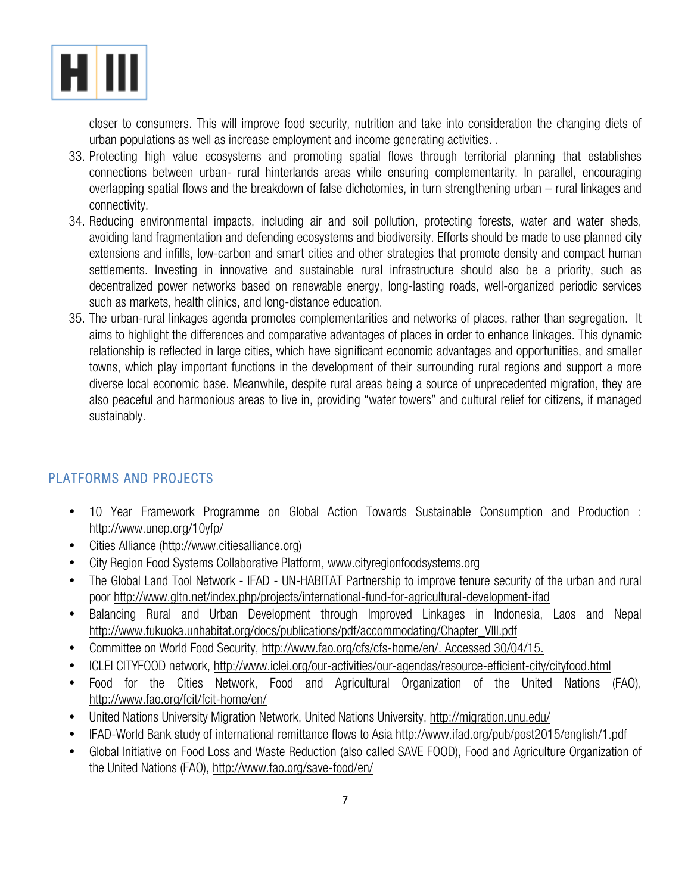closer to consumers. This will improve food security, nutrition and take into consideration the changing diets of urban populations as well as increase employment and income generating activities. .

33. Protecting high value ecosystems and promoting spatial flows through territorial planning that establishes connections between urban- rural hinterlands areas while ensuring complementarity. In parallel, encouraging overlapping spatial flows and the breakdown of false dichotomies, in turn strengthening urban – rural linkages and connectivity.
34. Reducing environmental impacts, including air and soil pollution, protecting forests, water and water sheds, avoiding land fragmentation and defending ecosystems and biodiversity. Efforts should be made to use planned city extensions and infills, low-carbon and smart cities and other strategies that promote density and compact human settlements. Investing in innovative and sustainable rural infrastructure should also be a priority, such as decentralized power networks based on renewable energy, long-lasting roads, well-organized periodic services such as markets, health clinics, and long-distance education.
35. The urban-rural linkages agenda promotes complementarities and networks of places, rather than segregation. It aims to highlight the differences and comparative advantages of places in order to enhance linkages. This dynamic relationship is reflected in large cities, which have significant economic advantages and opportunities, and smaller towns, which play important functions in the development of their surrounding rural regions and support a more diverse local economic base. Meanwhile, despite rural areas being a source of unprecedented migration, they are also peaceful and harmonious areas to live in, providing "water towers" and cultural relief for citizens, if managed sustainably.

## PLATFORMS AND PROJECTS

- 10 Year Framework Programme on Global Action Towards Sustainable Consumption and Production : http://www.unep.org/10yfp/
- Cities Alliance (http://www.citiesalliance.org)
- City Region Food Systems Collaborative Platform, www.cityregionfoodsystems.org
- The Global Land Tool Network - IFAD - UN-HABITAT Partnership to improve tenure security of the urban and rural poor http://www.gltn.net/index.php/projects/international-fund-for-agricultural-development-ifad
- Balancing Rural and Urban Development through Improved Linkages in Indonesia, Laos and Nepal http://www.fukuoka.unhabitat.org/docs/publications/pdf/accommodating/Chapter_VIII.pdf
- Committee on World Food Security, http://www.fao.org/cfs/cfs-home/en/. Accessed 30/04/15.
- ICLEI CITYFOOD network, http://www.iclei.org/our-activities/our-agendas/resource-efficient-city/cityfood.html
- Food for the Cities Network, Food and Agricultural Organization of the United Nations (FAO), http://www.fao.org/fcit/fcit-home/en/
- United Nations University Migration Network, United Nations University, http://migration.unu.edu/
- IFAD-World Bank study of international remittance flows to Asia http://www.ifad.org/pub/post2015/english/1.pdf
- Global Initiative on Food Loss and Waste Reduction (also called SAVE FOOD), Food and Agriculture Organization of the United Nations (FAO), http://www.fao.org/save-food/en/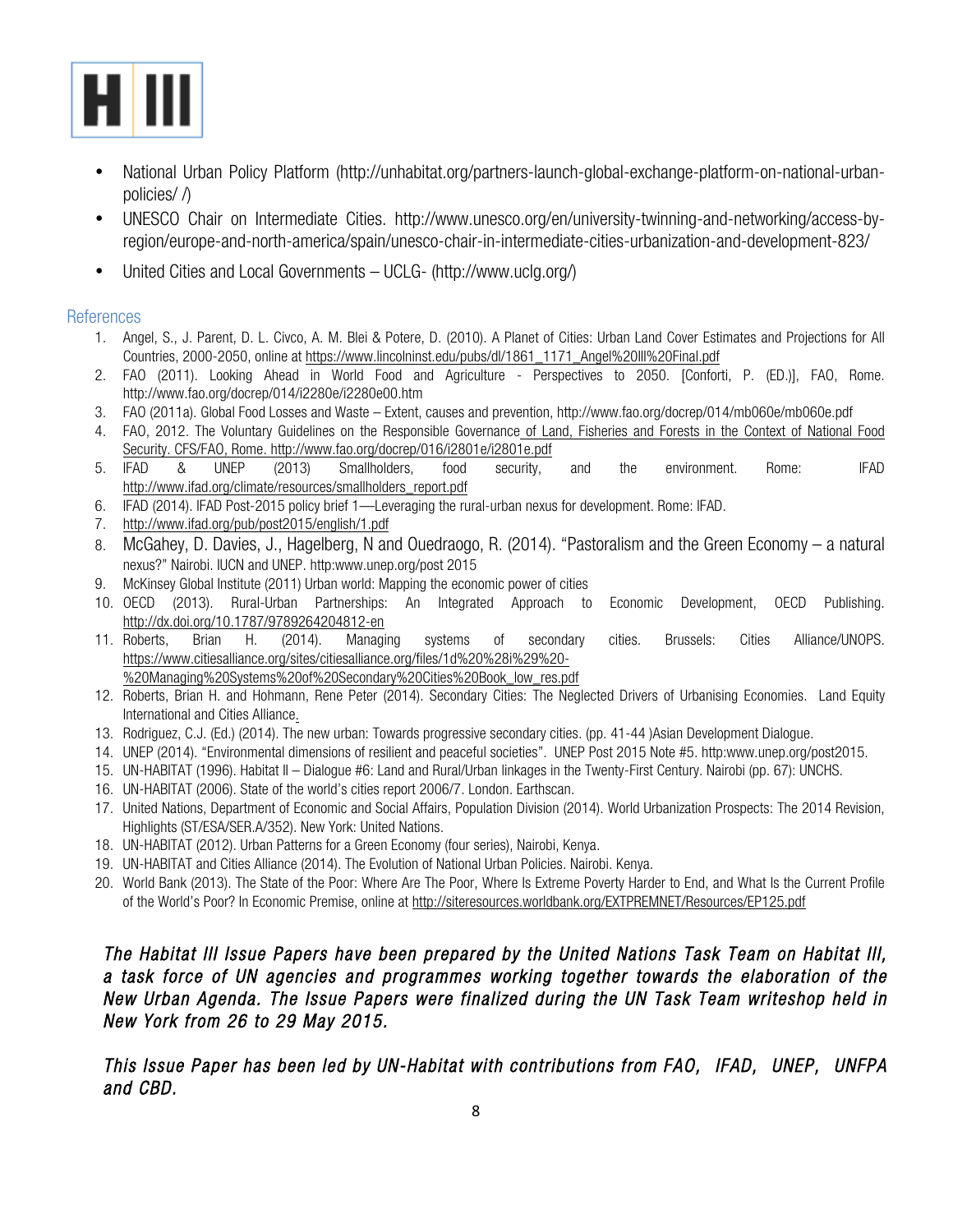- National Urban Policy Platform (http://unhabitat.org/partners-launch-global-exchange-platform-on-national-urban-policies/ /)
- UNESCO Chair on Intermediate Cities. http://www.unesco.org/en/university-twinning-and-networking/access-by-region/europe-and-north-america/spain/unesco-chair-in-intermediate-cities-urbanization-and-development-823/
- United Cities and Local Governments – UCLG- (http://www.uclg.org/)

## References

1. Angel, S., J. Parent, D. L. Civco, A. M. Blei & Potere, D. (2010). A Planet of Cities: Urban Land Cover Estimates and Projections for All Countries, 2000-2050, online at https://www.lincolninst.edu/pubs/dl/1861_1171_Angel%20II%20Final.pdf
2. FAO (2011). Looking Ahead in World Food and Agriculture - Perspectives to 2050. [Conforti, P. (ED.)], FAO, Rome. http://www.fao.org/docrep/014/i2280e/i2280e00.htm
3. FAO (2011a). Global Food Losses and Waste – Extent, causes and prevention, http://www.fao.org/docrep/014/mb060e/mb060e.pdf
4. FAO, 2012. The Voluntary Guidelines on the Responsible Governance of Land, Fisheries and Forests in the Context of National Food Security. CFS/FAO, Rome. http://www.fao.org/docrep/016/i2801e/i2801e.pdf
5. IFAD & UNEP (2013) Smallholders, food security, and the environment. Rome: IFAD http://www.ifad.org/climate/resources/smallholders_report.pdf
6. IFAD (2014). IFAD Post-2015 policy brief 1—Leveraging the rural-urban nexus for development. Rome: IFAD.
7. http://www.ifad.org/pub/post2015/english/1.pdf
8. McGahey, D. Davies, J., Hagelberg, N and Ouedraogo, R. (2014). "Pastoralism and the Green Economy – a natural nexus?" Nairobi. IUCN and UNEP. http:www.unep.org/post 2015
9. McKinsey Global Institute (2011) Urban world: Mapping the economic power of cities
10. OECD (2013). Rural-Urban Partnerships: An Integrated Approach to Economic Development, OECD Publishing. http://dx.doi.org/10.1787/9789264204812-en
11. Roberts, Brian H. (2014). Managing systems of secondary cities. Brussels: Cities Alliance/UNOPS. https://www.citiesalliance.org/sites/citiesalliance.org/files/1d%20%28i%29%20-%20Managing%20Systems%20of%20Secondary%20Cities%20Book_low_res.pdf
12. Roberts, Brian H. and Hohmann, Rene Peter (2014). Secondary Cities: The Neglected Drivers of Urbanising Economies. Land Equity International and Cities Alliance.
13. Rodriguez, C.J. (Ed.) (2014). The new urban: Towards progressive secondary cities. (pp. 41-44 )Asian Development Dialogue.
14. UNEP (2014). "Environmental dimensions of resilient and peaceful societies". UNEP Post 2015 Note #5. http:www.unep.org/post2015.
15. UN-HABITAT (1996). Habitat II – Dialogue #6: Land and Rural/Urban linkages in the Twenty-First Century. Nairobi (pp. 67): UNCHS.
16. UN-HABITAT (2006). State of the world's cities report 2006/7. London. Earthscan.
17. United Nations, Department of Economic and Social Affairs, Population Division (2014). World Urbanization Prospects: The 2014 Revision, Highlights (ST/ESA/SER.A/352). New York: United Nations.
18. UN-HABITAT (2012). Urban Patterns for a Green Economy (four series), Nairobi, Kenya.
19. UN-HABITAT and Cities Alliance (2014). The Evolution of National Urban Policies. Nairobi. Kenya.
20. World Bank (2013). The State of the Poor: Where Are The Poor, Where Is Extreme Poverty Harder to End, and What Is the Current Profile of the World's Poor? In Economic Premise, online at http://siteresources.worldbank.org/EXTPREMNET/Resources/EP125.pdf

*The Habitat III Issue Papers have been prepared by the United Nations Task Team on Habitat III, a task force of UN agencies and programmes working together towards the elaboration of the New Urban Agenda. The Issue Papers were finalized during the UN Task Team writeshop held in New York from 26 to 29 May 2015.*

*This Issue Paper has been led by UN-Habitat with contributions from FAO, IFAD, UNEP, UNFPA and CBD.*